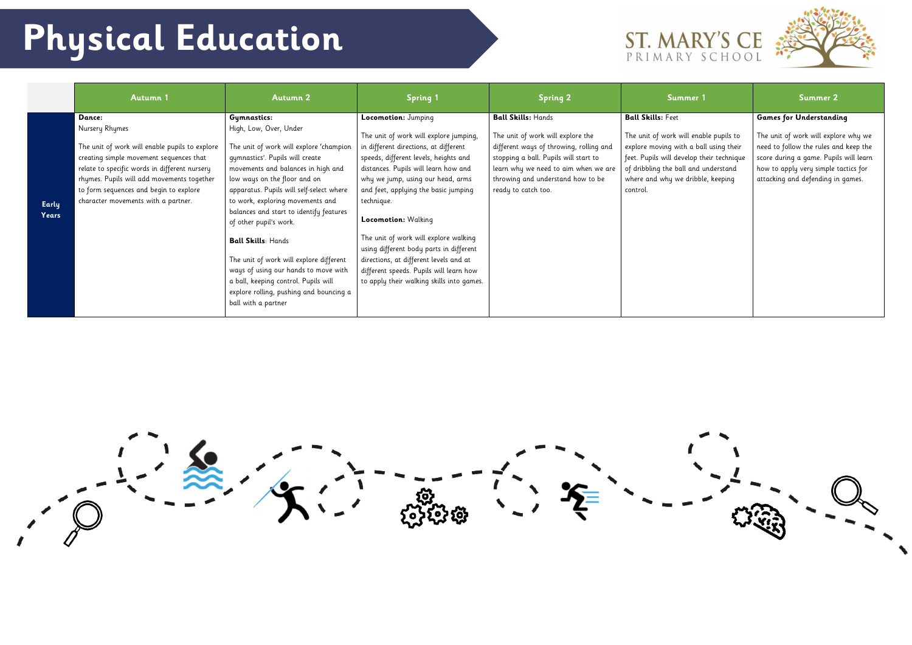# Physical Education

ST. MARY'S CE PRIMARY SCHOOL

| | Autumn 1 | Autumn 2 | Spring 1 | Spring 2 | Summer 1 | Summer 2 |
|---|---|---|---|---|---|---|
| **Early Years** | **Dance:**<br>Nursery Rhymes<br><br>The unit of work will enable pupils to explore creating simple movement sequences that relate to specific words in different nursery rhymes. Pupils will add movements together to form sequences and begin to explore character movements with a partner. | **Gymnastics:**<br>High, Low, Over, Under<br><br>The unit of work will explore 'champion gymnastics'. Pupils will create movements and balances in high and low ways on the floor and on apparatus. Pupils will self-select where to work, exploring movements and balances and start to identify features of other pupil's work.<br><br>**Ball Skills**: Hands<br><br>The unit of work will explore different ways of using our hands to move with a ball, keeping control. Pupils will explore rolling, pushing and bouncing a ball with a partner | **Locomotion:** Jumping<br><br>The unit of work will explore jumping, in different directions, at different speeds, different levels, heights and distances. Pupils will learn how and why we jump, using our head, arms and feet, applying the basic jumping technique.<br><br>**Locomotion:** Walking<br><br>The unit of work will explore walking using different body parts in different directions, at different levels and at different speeds. Pupils will learn how to apply their walking skills into games. | **Ball Skills:** Hands<br><br>The unit of work will explore the different ways of throwing, rolling and stopping a ball. Pupils will start to learn why we need to aim when we are throwing and understand how to be ready to catch too. | **Ball Skills:** Feet<br><br>The unit of work will enable pupils to explore moving with a ball using their feet. Pupils will develop their technique of dribbling the ball and understand where and why we dribble, keeping control. | **Games for Understanding**<br><br>The unit of work will explore why we need to follow the rules and keep the score during a game. Pupils will learn how to apply very simple tactics for attacking and defending in games. |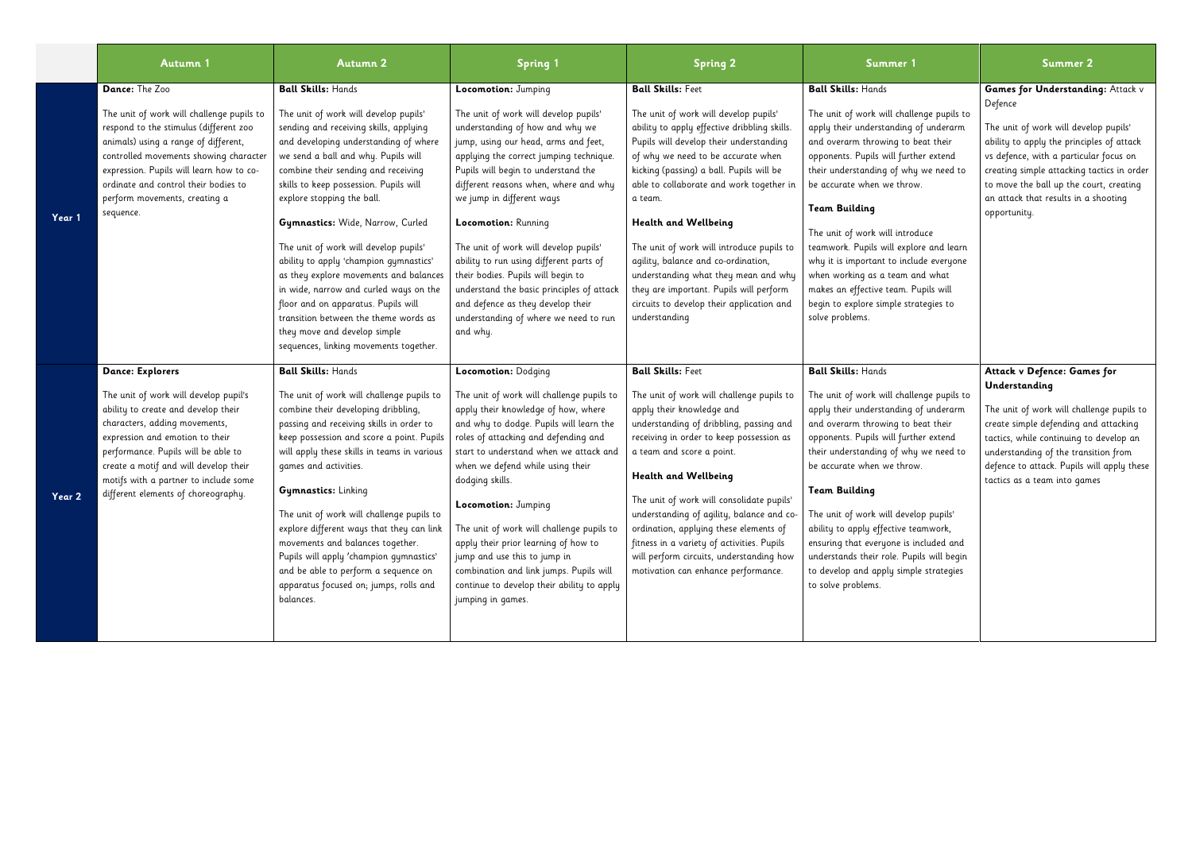| | Autumn 1 | Autumn 2 | Spring 1 | Spring 2 | Summer 1 | Summer 2 |
|---|---|---|---|---|---|---|
| Year 1 | **Dance:** The Zoo<br><br>The unit of work will challenge pupils to respond to the stimulus (different zoo animals) using a range of different, controlled movements showing character expression. Pupils will learn how to co-ordinate and control their bodies to perform movements, creating a sequence. | **Ball Skills:** Hands<br><br>The unit of work will develop pupils' sending and receiving skills, applying and developing understanding of where we send a ball and why. Pupils will combine their sending and receiving skills to keep possession. Pupils will explore stopping the ball.<br><br>**Gymnastics:** Wide, Narrow, Curled<br><br>The unit of work will develop pupils' ability to apply 'champion gymnastics' as they explore movements and balances in wide, narrow and curled ways on the floor and on apparatus. Pupils will transition between the theme words as they move and develop simple sequences, linking movements together. | **Locomotion:** Jumping<br><br>The unit of work will develop pupils' understanding of how and why we jump, using our head, arms and feet, applying the correct jumping technique. Pupils will begin to understand the different reasons when, where and why we jump in different ways<br><br>**Locomotion:** Running<br><br>The unit of work will develop pupils' ability to run using different parts of their bodies. Pupils will begin to understand the basic principles of attack and defence as they develop their understanding of where we need to run and why. | **Ball Skills:** Feet<br><br>The unit of work will develop pupils' ability to apply effective dribbling skills. Pupils will develop their understanding of why we need to be accurate when kicking (passing) a ball. Pupils will be able to collaborate and work together in a team.<br><br>**Health and Wellbeing**<br><br>The unit of work will introduce pupils to agility, balance and co-ordination, understanding what they mean and why they are important. Pupils will perform circuits to develop their application and understanding | **Ball Skills:** Hands<br><br>The unit of work will challenge pupils to apply their understanding of underarm and overarm throwing to beat their opponents. Pupils will further extend their understanding of why we need to be accurate when we throw.<br><br>**Team Building**<br><br>The unit of work will introduce teamwork. Pupils will explore and learn why it is important to include everyone when working as a team and what makes an effective team. Pupils will begin to explore simple strategies to solve problems. | **Games for Understanding:** Attack v Defence<br><br>The unit of work will develop pupils' ability to apply the principles of attack vs defence, with a particular focus on creating simple attacking tactics in order to move the ball up the court, creating an attack that results in a shooting opportunity. |
| Year 2 | **Dance: Explorers**<br><br>The unit of work will develop pupil's ability to create and develop their characters, adding movements, expression and emotion to their performance. Pupils will be able to create a motif and will develop their motifs with a partner to include some different elements of choreography. | **Ball Skills:** Hands<br><br>The unit of work will challenge pupils to combine their developing dribbling, passing and receiving skills in order to keep possession and score a point. Pupils will apply these skills in teams in various games and activities.<br><br>**Gymnastics:** Linking<br><br>The unit of work will challenge pupils to explore different ways that they can link movements and balances together. Pupils will apply 'champion gymnastics' and be able to perform a sequence on apparatus focused on; jumps, rolls and balances. | **Locomotion:** Dodging<br><br>The unit of work will challenge pupils to apply their knowledge of how, where and why to dodge. Pupils will learn the roles of attacking and defending and start to understand when we attack and when we defend while using their dodging skills.<br><br>**Locomotion:** Jumping<br><br>The unit of work will challenge pupils to apply their prior learning of how to jump and use this to jump in combination and link jumps. Pupils will continue to develop their ability to apply jumping in games. | **Ball Skills:** Feet<br><br>The unit of work will challenge pupils to apply their knowledge and understanding of dribbling, passing and receiving in order to keep possession as a team and score a point.<br><br>**Health and Wellbeing**<br><br>The unit of work will consolidate pupils' understanding of agility, balance and co-ordination, applying these elements of fitness in a variety of activities. Pupils will perform circuits, understanding how motivation can enhance performance. | **Ball Skills:** Hands<br><br>The unit of work will challenge pupils to apply their understanding of underarm and overarm throwing to beat their opponents. Pupils will further extend their understanding of why we need to be accurate when we throw.<br><br>**Team Building**<br><br>The unit of work will develop pupils' ability to apply effective teamwork, ensuring that everyone is included and understands their role. Pupils will begin to develop and apply simple strategies to solve problems. | **Attack v Defence: Games for Understanding**<br><br>The unit of work will challenge pupils to create simple defending and attacking tactics, while continuing to develop an understanding of the transition from defence to attack. Pupils will apply these tactics as a team into games |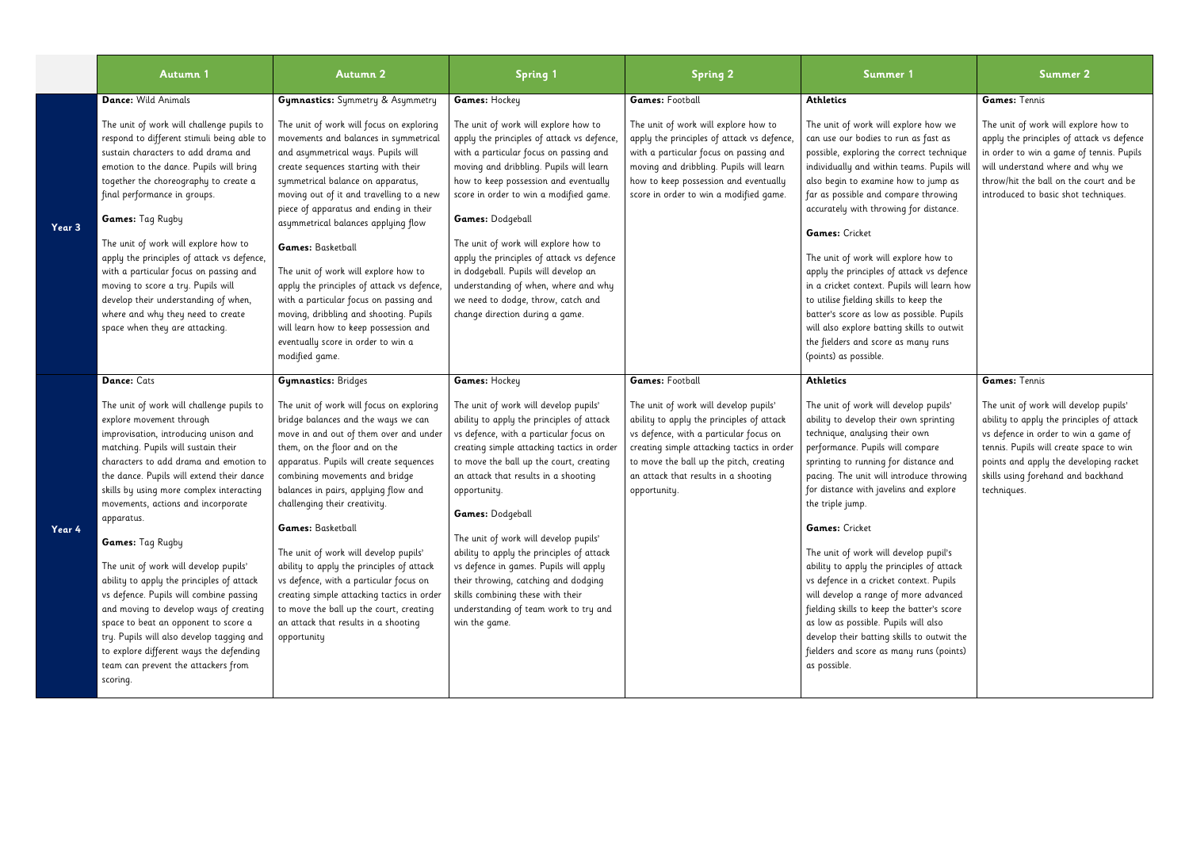| | Autumn 1 | Autumn 2 | Spring 1 | Spring 2 | Summer 1 | Summer 2 |
|---|---|---|---|---|---|---|
| Year 3 | **Dance:** Wild Animals<br><br>The unit of work will challenge pupils to respond to different stimuli being able to sustain characters to add drama and emotion to the dance. Pupils will bring together the choreography to create a final performance in groups.<br><br>**Games:** Tag Rugby<br><br>The unit of work will explore how to apply the principles of attack vs defence, with a particular focus on passing and moving to score a try. Pupils will develop their understanding of when, where and why they need to create space when they are attacking. | **Gymnastics:** Symmetry & Asymmetry<br><br>The unit of work will focus on exploring movements and balances in symmetrical and asymmetrical ways. Pupils will create sequences starting with their symmetrical balance on apparatus, moving out of it and travelling to a new piece of apparatus and ending in their asymmetrical balances applying flow<br><br>**Games:** Basketball<br><br>The unit of work will explore how to apply the principles of attack vs defence, with a particular focus on passing and moving, dribbling and shooting. Pupils will learn how to keep possession and eventually score in order to win a modified game. | **Games:** Hockey<br><br>The unit of work will explore how to apply the principles of attack vs defence, with a particular focus on passing and moving and dribbling. Pupils will learn how to keep possession and eventually score in order to win a modified game.<br><br>**Games:** Dodgeball<br><br>The unit of work will explore how to apply the principles of attack vs defence in dodgeball. Pupils will develop an understanding of when, where and why we need to dodge, throw, catch and change direction during a game. | **Games:** Football<br><br>The unit of work will explore how to apply the principles of attack vs defence, with a particular focus on passing and moving and dribbling. Pupils will learn how to keep possession and eventually score in order to win a modified game. | **Athletics**<br><br>The unit of work will explore how we can use our bodies to run as fast as possible, exploring the correct technique individually and within teams. Pupils will also begin to examine how to jump as far as possible and compare throwing accurately with throwing for distance.<br><br>**Games:** Cricket<br><br>The unit of work will explore how to apply the principles of attack vs defence in a cricket context. Pupils will learn how to utilise fielding skills to keep the batter's score as low as possible. Pupils will also explore batting skills to outwit the fielders and score as many runs (points) as possible. | **Games:** Tennis<br><br>The unit of work will explore how to apply the principles of attack vs defence in order to win a game of tennis. Pupils will understand where and why we throw/hit the ball on the court and be introduced to basic shot techniques. |
| Year 4 | **Dance:** Cats<br><br>The unit of work will challenge pupils to explore movement through improvisation, introducing unison and matching. Pupils will sustain their characters to add drama and emotion to the dance. Pupils will extend their dance skills by using more complex interacting movements, actions and incorporate apparatus.<br><br>**Games:** Tag Rugby<br><br>The unit of work will develop pupils' ability to apply the principles of attack vs defence. Pupils will combine passing and moving to develop ways of creating space to beat an opponent to score a try. Pupils will also develop tagging and to explore different ways the defending team can prevent the attackers from scoring. | **Gymnastics:** Bridges<br><br>The unit of work will focus on exploring bridge balances and the ways we can move in and out of them over and under them, on the floor and on the apparatus. Pupils will create sequences combining movements and bridge balances in pairs, applying flow and challenging their creativity.<br><br>**Games:** Basketball<br><br>The unit of work will develop pupils' ability to apply the principles of attack vs defence, with a particular focus on creating simple attacking tactics in order to move the ball up the court, creating an attack that results in a shooting opportunity | **Games:** Hockey<br><br>The unit of work will develop pupils' ability to apply the principles of attack vs defence, with a particular focus on creating simple attacking tactics in order to move the ball up the court, creating an attack that results in a shooting opportunity.<br><br>**Games:** Dodgeball<br><br>The unit of work will develop pupils' ability to apply the principles of attack vs defence in games. Pupils will apply their throwing, catching and dodging skills combining these with their understanding of team work to try and win the game. | **Games:** Football<br><br>The unit of work will develop pupils' ability to apply the principles of attack vs defence, with a particular focus on creating simple attacking tactics in order to move the ball up the pitch, creating an attack that results in a shooting opportunity. | **Athletics**<br><br>The unit of work will develop pupils' ability to develop their own sprinting technique, analysing their own performance. Pupils will compare sprinting to running for distance and pacing. The unit will introduce throwing for distance with javelins and explore the triple jump.<br><br>**Games:** Cricket<br><br>The unit of work will develop pupil's ability to apply the principles of attack vs defence in a cricket context. Pupils will develop a range of more advanced fielding skills to keep the batter's score as low as possible. Pupils will also develop their batting skills to outwit the fielders and score as many runs (points) as possible. | **Games:** Tennis<br><br>The unit of work will develop pupils' ability to apply the principles of attack vs defence in order to win a game of tennis. Pupils will create space to win points and apply the developing racket skills using forehand and backhand techniques. |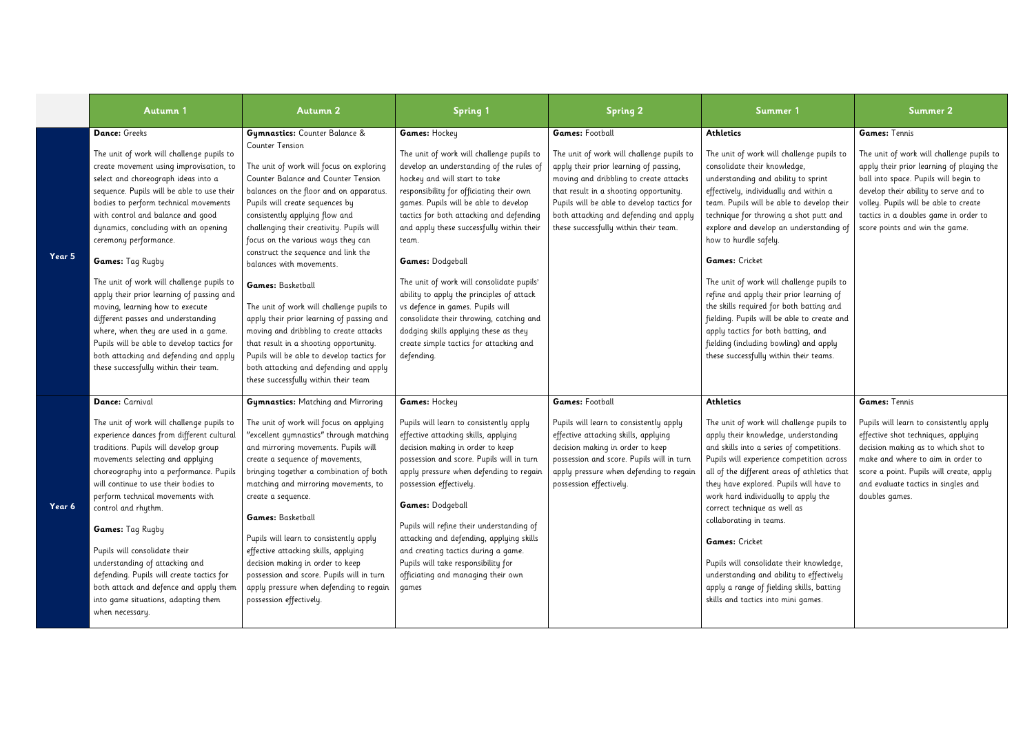| | Autumn 1 | Autumn 2 | Spring 1 | Spring 2 | Summer 1 | Summer 2 |
|---|---|---|---|---|---|---|
| **Year 5** | **Dance:** Greeks<br><br>The unit of work will challenge pupils to create movement using improvisation, to select and choreograph ideas into a sequence. Pupils will be able to use their bodies to perform technical movements with control and balance and good dynamics, concluding with an opening ceremony performance.<br><br>**Games:** Tag Rugby<br><br>The unit of work will challenge pupils to apply their prior learning of passing and moving, learning how to execute different passes and understanding where, when they are used in a game. Pupils will be able to develop tactics for both attacking and defending and apply these successfully within their team. | **Gymnastics:** Counter Balance & Counter Tension<br><br>The unit of work will focus on exploring Counter Balance and Counter Tension balances on the floor and on apparatus. Pupils will create sequences by consistently applying flow and challenging their creativity. Pupils will focus on the various ways they can construct the sequence and link the balances with movements.<br><br>**Games:** Basketball<br><br>The unit of work will challenge pupils to apply their prior learning of passing and moving and dribbling to create attacks that result in a shooting opportunity. Pupils will be able to develop tactics for both attacking and defending and apply these successfully within their team | **Games:** Hockey<br><br>The unit of work will challenge pupils to develop an understanding of the rules of hockey and will start to take responsibility for officiating their own games. Pupils will be able to develop tactics for both attacking and defending and apply these successfully within their team.<br><br>**Games:** Dodgeball<br><br>The unit of work will consolidate pupils' ability to apply the principles of attack vs defence in games. Pupils will consolidate their throwing, catching and dodging skills applying these as they create simple tactics for attacking and defending. | **Games:** Football<br><br>The unit of work will challenge pupils to apply their prior learning of passing, moving and dribbling to create attacks that result in a shooting opportunity. Pupils will be able to develop tactics for both attacking and defending and apply these successfully within their team. | **Athletics**<br><br>The unit of work will challenge pupils to consolidate their knowledge, understanding and ability to sprint effectively, individually and within a team. Pupils will be able to develop their technique for throwing a shot putt and explore and develop an understanding of how to hurdle safely.<br><br>**Games:** Cricket<br><br>The unit of work will challenge pupils to refine and apply their prior learning of the skills required for both batting and fielding. Pupils will be able to create and apply tactics for both batting, and fielding (including bowling) and apply these successfully within their teams. | **Games:** Tennis<br><br>The unit of work will challenge pupils to apply their prior learning of playing the ball into space. Pupils will begin to develop their ability to serve and to volley. Pupils will be able to create tactics in a doubles game in order to score points and win the game. |
| **Year 6** | **Dance:** Carnival<br><br>The unit of work will challenge pupils to experience dances from different cultural traditions. Pupils will develop group movements selecting and applying choreography into a performance. Pupils will continue to use their bodies to perform technical movements with control and rhythm.<br><br>**Games:** Tag Rugby<br><br>Pupils will consolidate their understanding of attacking and defending. Pupils will create tactics for both attack and defence and apply them into game situations, adapting them when necessary. | **Gymnastics:** Matching and Mirroring<br><br>The unit of work will focus on applying "excellent gymnastics" through matching and mirroring movements. Pupils will create a sequence of movements, bringing together a combination of both matching and mirroring movements, to create a sequence.<br><br>**Games:** Basketball<br><br>Pupils will learn to consistently apply effective attacking skills, applying decision making in order to keep possession and score. Pupils will in turn apply pressure when defending to regain possession effectively. | **Games:** Hockey<br><br>Pupils will learn to consistently apply effective attacking skills, applying decision making in order to keep possession and score. Pupils will in turn apply pressure when defending to regain possession effectively.<br><br>**Games:** Dodgeball<br><br>Pupils will refine their understanding of attacking and defending, applying skills and creating tactics during a game. Pupils will take responsibility for officiating and managing their own games | **Games:** Football<br><br>Pupils will learn to consistently apply effective attacking skills, applying decision making in order to keep possession and score. Pupils will in turn apply pressure when defending to regain possession effectively. | **Athletics**<br><br>The unit of work will challenge pupils to apply their knowledge, understanding and skills into a series of competitions. Pupils will experience competition across all of the different areas of athletics that they have explored. Pupils will have to work hard individually to apply the correct technique as well as collaborating in teams.<br><br>**Games:** Cricket<br><br>Pupils will consolidate their knowledge, understanding and ability to effectively apply a range of fielding skills, batting skills and tactics into mini games. | **Games:** Tennis<br><br>Pupils will learn to consistently apply effective shot techniques, applying decision making as to which shot to make and where to aim in order to score a point. Pupils will create, apply and evaluate tactics in singles and doubles games. |